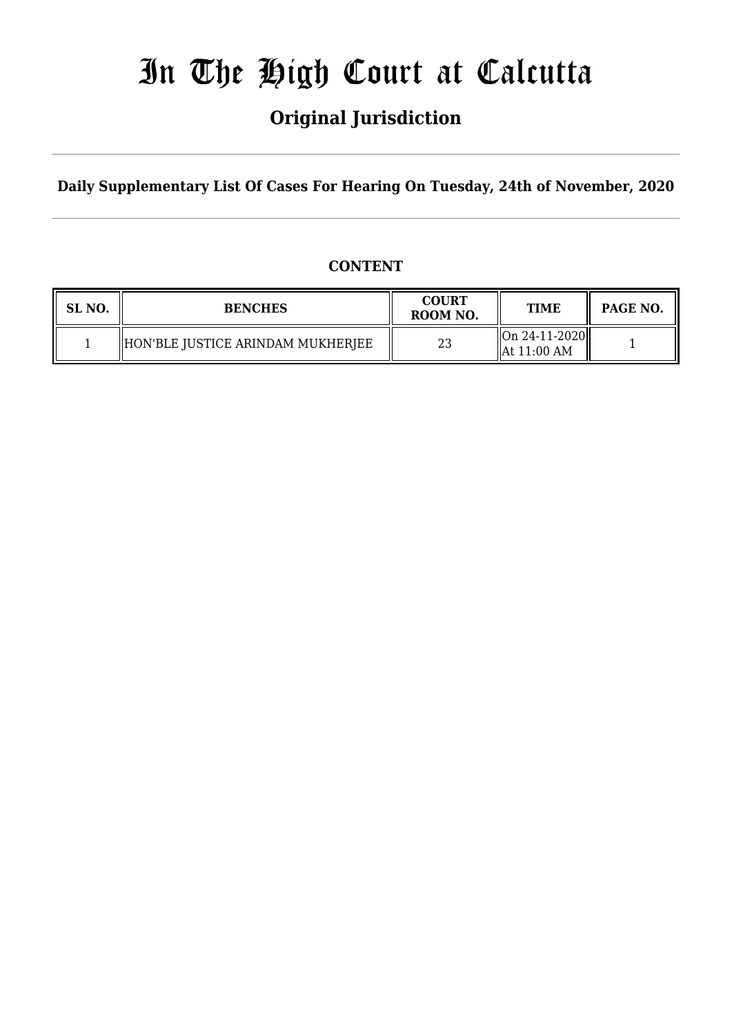# In The High Court at Calcutta

## Original Jurisdiction

**Daily Supplementary List Of Cases For Hearing On Tuesday, 24th of November, 2020**

**CONTENT**

| SL NO. | BENCHES | COURT ROOM NO. | TIME | PAGE NO. |
|---|---|---|---|---|
| 1 | HON'BLE JUSTICE ARINDAM MUKHERJEE | 23 | On 24-11-2020 At 11:00 AM | 1 |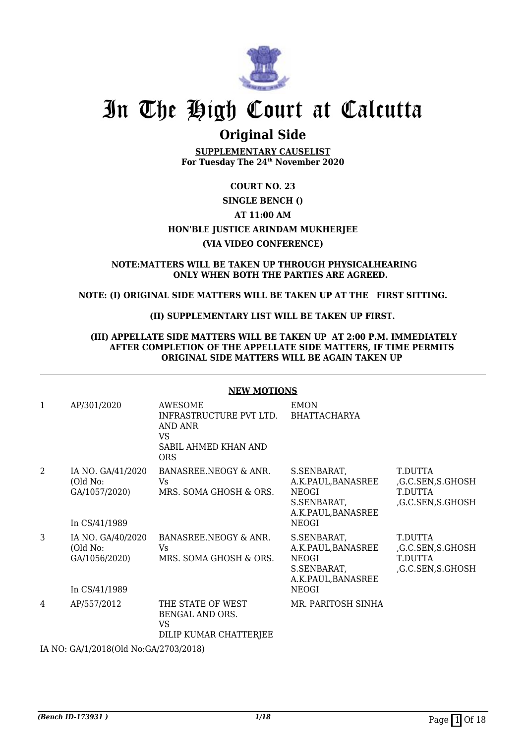# In The High Court at Calcutta

## Original Side

**SUPPLEMENTARY CAUSELIST**
**For Tuesday The 24th November 2020**

**COURT NO. 23**

**SINGLE BENCH ()**

**AT 11:00 AM**

**HON'BLE JUSTICE ARINDAM MUKHERJEE**

**(VIA VIDEO CONFERENCE)**

**NOTE:MATTERS WILL BE TAKEN UP THROUGH PHYSICALHEARING ONLY WHEN BOTH THE PARTIES ARE AGREED.**

**NOTE: (I) ORIGINAL SIDE MATTERS WILL BE TAKEN UP AT THE FIRST SITTING.**

**(II) SUPPLEMENTARY LIST WILL BE TAKEN UP FIRST.**

**(III) APPELLATE SIDE MATTERS WILL BE TAKEN UP AT 2:00 P.M. IMMEDIATELY AFTER COMPLETION OF THE APPELLATE SIDE MATTERS, IF TIME PERMITS ORIGINAL SIDE MATTERS WILL BE AGAIN TAKEN UP**

**NEW MOTIONS**

| | | | | |
|---|---|---|---|---|
| 1 | AP/301/2020 | AWESOME INFRASTRUCTURE PVT LTD. AND ANR VS SABIL AHMED KHAN AND ORS | EMON BHATTACHARYA | |
| 2 | IA NO. GA/41/2020 (Old No: GA/1057/2020) In CS/41/1989 | BANASREE.NEOGY & ANR. Vs MRS. SOMA GHOSH & ORS. | S.SENBARAT, A.K.PAUL,BANASREE NEOGI S.SENBARAT, A.K.PAUL,BANASREE NEOGI | T.DUTTA ,G.C.SEN,S.GHOSH T.DUTTA ,G.C.SEN,S.GHOSH |
| 3 | IA NO. GA/40/2020 (Old No: GA/1056/2020) In CS/41/1989 | BANASREE.NEOGY & ANR. Vs MRS. SOMA GHOSH & ORS. | S.SENBARAT, A.K.PAUL,BANASREE NEOGI S.SENBARAT, A.K.PAUL,BANASREE NEOGI | T.DUTTA ,G.C.SEN,S.GHOSH T.DUTTA ,G.C.SEN,S.GHOSH |
| 4 | AP/557/2012 | THE STATE OF WEST BENGAL AND ORS. VS DILIP KUMAR CHATTERJEE | MR. PARITOSH SINHA | |

IA NO: GA/1/2018(Old No:GA/2703/2018)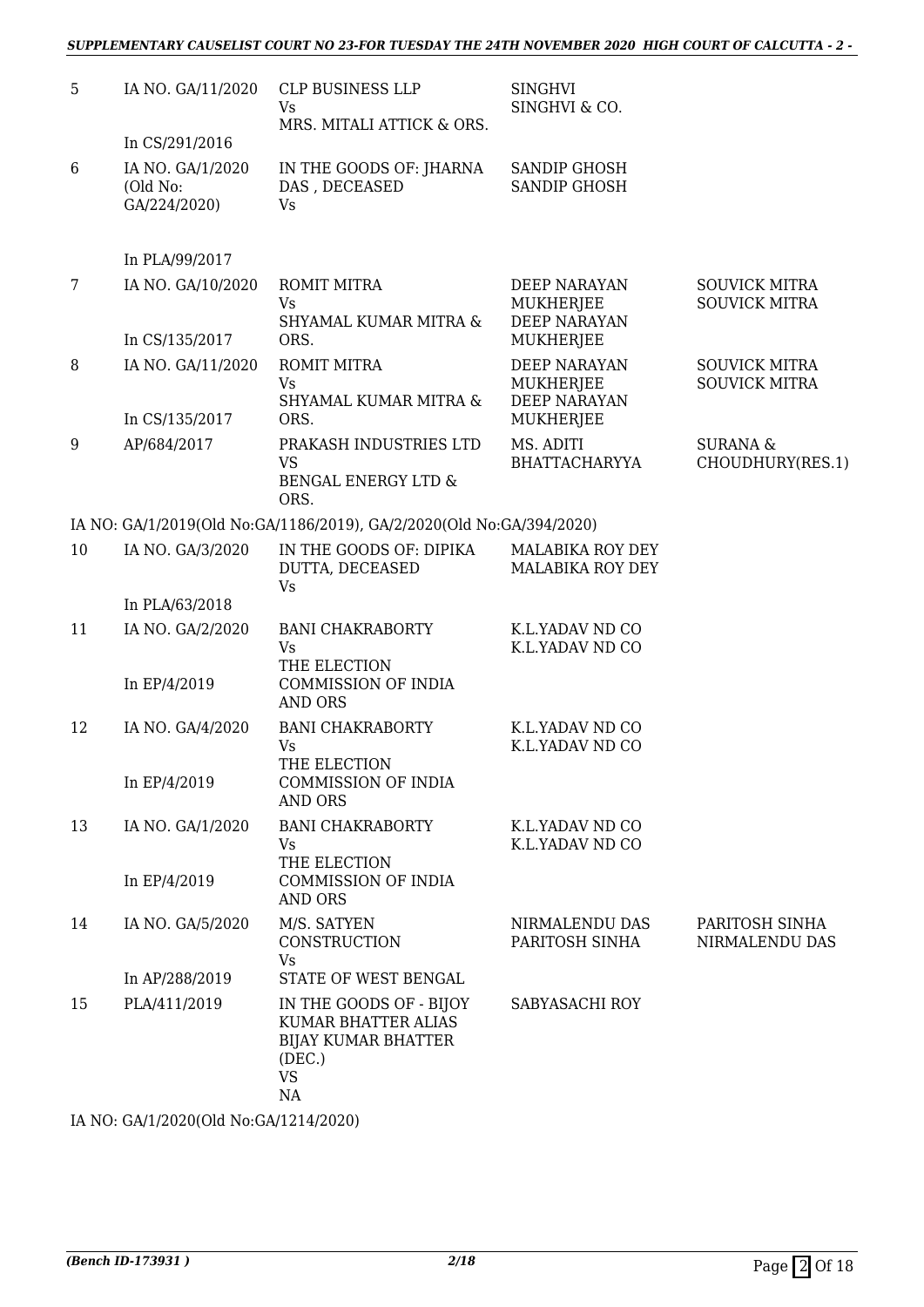| | | | | |
|---|---|---|---|---|
| 5 | IA NO. GA/11/2020<br><br>In CS/291/2016 | CLP BUSINESS LLP<br>Vs<br>MRS. MITALI ATTICK & ORS. | SINGHVI<br>SINGHVI & CO. | |
| 6 | IA NO. GA/1/2020<br>(Old No:<br>GA/224/2020)<br><br>In PLA/99/2017 | IN THE GOODS OF: JHARNA DAS , DECEASED<br>Vs | SANDIP GHOSH<br>SANDIP GHOSH | |
| 7 | IA NO. GA/10/2020<br><br>In CS/135/2017 | ROMIT MITRA<br>Vs<br>SHYAMAL KUMAR MITRA & ORS. | DEEP NARAYAN MUKHERJEE<br>DEEP NARAYAN MUKHERJEE | SOUVICK MITRA<br>SOUVICK MITRA |
| 8 | IA NO. GA/11/2020<br><br>In CS/135/2017 | ROMIT MITRA<br>Vs<br>SHYAMAL KUMAR MITRA & ORS. | DEEP NARAYAN MUKHERJEE<br>DEEP NARAYAN MUKHERJEE | SOUVICK MITRA<br>SOUVICK MITRA |
| 9 | AP/684/2017 | PRAKASH INDUSTRIES LTD<br>VS<br>BENGAL ENERGY LTD & ORS. | MS. ADITI BHATTACHARYYA | SURANA & CHOUDHURY(RES.1) |
| | IA NO: GA/1/2019(Old No:GA/1186/2019), GA/2/2020(Old No:GA/394/2020) | | | |
| 10 | IA NO. GA/3/2020<br><br>In PLA/63/2018 | IN THE GOODS OF: DIPIKA DUTTA, DECEASED<br>Vs | MALABIKA ROY DEY<br>MALABIKA ROY DEY | |
| 11 | IA NO. GA/2/2020<br><br>In EP/4/2019 | BANI CHAKRABORTY<br>Vs<br>THE ELECTION COMMISSION OF INDIA AND ORS | K.L.YADAV ND CO<br>K.L.YADAV ND CO | |
| 12 | IA NO. GA/4/2020<br><br>In EP/4/2019 | BANI CHAKRABORTY<br>Vs<br>THE ELECTION COMMISSION OF INDIA AND ORS | K.L.YADAV ND CO<br>K.L.YADAV ND CO | |
| 13 | IA NO. GA/1/2020<br><br>In EP/4/2019 | BANI CHAKRABORTY<br>Vs<br>THE ELECTION COMMISSION OF INDIA AND ORS | K.L.YADAV ND CO<br>K.L.YADAV ND CO | |
| 14 | IA NO. GA/5/2020<br><br>In AP/288/2019 | M/S. SATYEN CONSTRUCTION<br>Vs<br>STATE OF WEST BENGAL | NIRMALENDU DAS<br>PARITOSH SINHA | PARITOSH SINHA<br>NIRMALENDU DAS |
| 15 | PLA/411/2019 | IN THE GOODS OF - BIJOY KUMAR BHATTER ALIAS BIJAY KUMAR BHATTER (DEC.)<br>VS<br>NA | SABYASACHI ROY | |
| | IA NO: GA/1/2020(Old No:GA/1214/2020) | | | |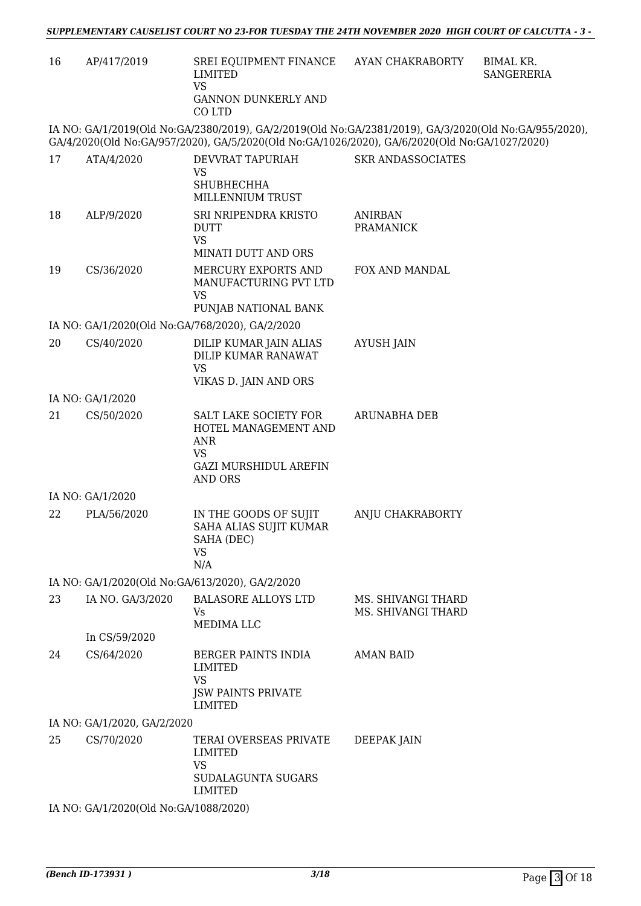| 16 | AP/417/2019 | SREI EQUIPMENT FINANCE LIMITED<br>VS<br>GANNON DUNKERLY AND CO LTD | AYAN CHAKRABORTY | BIMAL KR. SANGERERIA |
|---|---|---|---|---|

IA NO: GA/1/2019(Old No:GA/2380/2019), GA/2/2019(Old No:GA/2381/2019), GA/3/2020(Old No:GA/955/2020), GA/4/2020(Old No:GA/957/2020), GA/5/2020(Old No:GA/1026/2020), GA/6/2020(Old No:GA/1027/2020)

| 17 | ATA/4/2020 | DEVVRAT TAPURIAH<br>VS<br>SHUBHECHHA MILLENNIUM TRUST | SKR ANDASSOCIATES | |
|---|---|---|---|---|
| 18 | ALP/9/2020 | SRI NRIPENDRA KRISTO DUTT<br>VS<br>MINATI DUTT AND ORS | ANIRBAN PRAMANICK | |
| 19 | CS/36/2020 | MERCURY EXPORTS AND MANUFACTURING PVT LTD<br>VS<br>PUNJAB NATIONAL BANK | FOX AND MANDAL | |

IA NO: GA/1/2020(Old No:GA/768/2020), GA/2/2020

| 20 | CS/40/2020 | DILIP KUMAR JAIN ALIAS DILIP KUMAR RANAWAT<br>VS<br>VIKAS D. JAIN AND ORS | AYUSH JAIN | |
|---|---|---|---|---|

IA NO: GA/1/2020

| 21 | CS/50/2020 | SALT LAKE SOCIETY FOR HOTEL MANAGEMENT AND ANR<br>VS<br>GAZI MURSHIDUL AREFIN AND ORS | ARUNABHA DEB | |
|---|---|---|---|---|

IA NO: GA/1/2020

| 22 | PLA/56/2020 | IN THE GOODS OF SUJIT SAHA ALIAS SUJIT KUMAR SAHA (DEC)<br>VS<br>N/A | ANJU CHAKRABORTY | |
|---|---|---|---|---|

IA NO: GA/1/2020(Old No:GA/613/2020), GA/2/2020

| 23 | IA NO. GA/3/2020<br><br>In CS/59/2020 | BALASORE ALLOYS LTD<br>Vs<br>MEDIMA LLC | MS. SHIVANGI THARD<br>MS. SHIVANGI THARD | |
|---|---|---|---|---|
| 24 | CS/64/2020 | BERGER PAINTS INDIA LIMITED<br>VS<br>JSW PAINTS PRIVATE LIMITED | AMAN BAID | |

IA NO: GA/1/2020, GA/2/2020

| 25 | CS/70/2020 | TERAI OVERSEAS PRIVATE LIMITED<br>VS<br>SUDALAGUNTA SUGARS LIMITED | DEEPAK JAIN | |
|---|---|---|---|---|

IA NO: GA/1/2020(Old No:GA/1088/2020)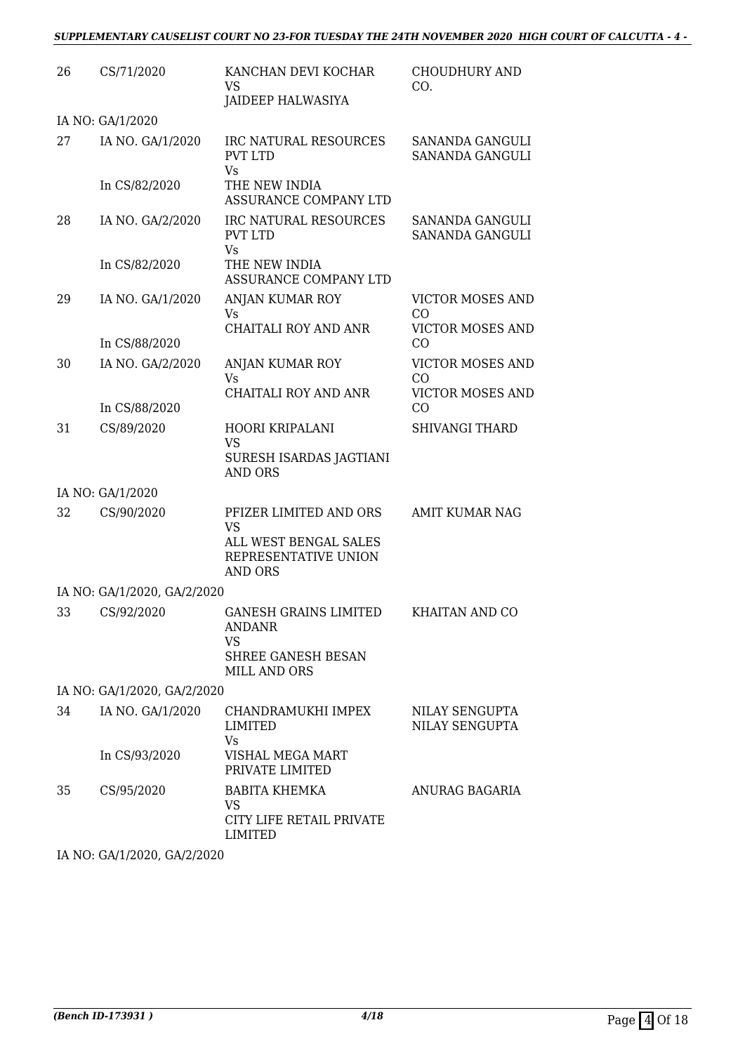| 26 | CS/71/2020 | KANCHAN DEVI KOCHAR VS JAIDEEP HALWASIYA | CHOUDHURY AND CO. |
|---|---|---|---|
| | IA NO: GA/1/2020 | | |
| 27 | IA NO. GA/1/2020 In CS/82/2020 | IRC NATURAL RESOURCES PVT LTD Vs THE NEW INDIA ASSURANCE COMPANY LTD | SANANDA GANGULI SANANDA GANGULI |
| 28 | IA NO. GA/2/2020 In CS/82/2020 | IRC NATURAL RESOURCES PVT LTD Vs THE NEW INDIA ASSURANCE COMPANY LTD | SANANDA GANGULI SANANDA GANGULI |
| 29 | IA NO. GA/1/2020 In CS/88/2020 | ANJAN KUMAR ROY Vs CHAITALI ROY AND ANR | VICTOR MOSES AND CO VICTOR MOSES AND CO |
| 30 | IA NO. GA/2/2020 In CS/88/2020 | ANJAN KUMAR ROY Vs CHAITALI ROY AND ANR | VICTOR MOSES AND CO VICTOR MOSES AND CO |
| 31 | CS/89/2020 | HOORI KRIPALANI VS SURESH ISARDAS JAGTIANI AND ORS | SHIVANGI THARD |
| | IA NO: GA/1/2020 | | |
| 32 | CS/90/2020 | PFIZER LIMITED AND ORS VS ALL WEST BENGAL SALES REPRESENTATIVE UNION AND ORS | AMIT KUMAR NAG |
| | IA NO: GA/1/2020, GA/2/2020 | | |
| 33 | CS/92/2020 | GANESH GRAINS LIMITED ANDANR VS SHREE GANESH BESAN MILL AND ORS | KHAITAN AND CO |
| | IA NO: GA/1/2020, GA/2/2020 | | |
| 34 | IA NO. GA/1/2020 In CS/93/2020 | CHANDRAMUKHI IMPEX LIMITED Vs VISHAL MEGA MART PRIVATE LIMITED | NILAY SENGUPTA NILAY SENGUPTA |
| 35 | CS/95/2020 | BABITA KHEMKA VS CITY LIFE RETAIL PRIVATE LIMITED | ANURAG BAGARIA |
| | IA NO: GA/1/2020, GA/2/2020 | | |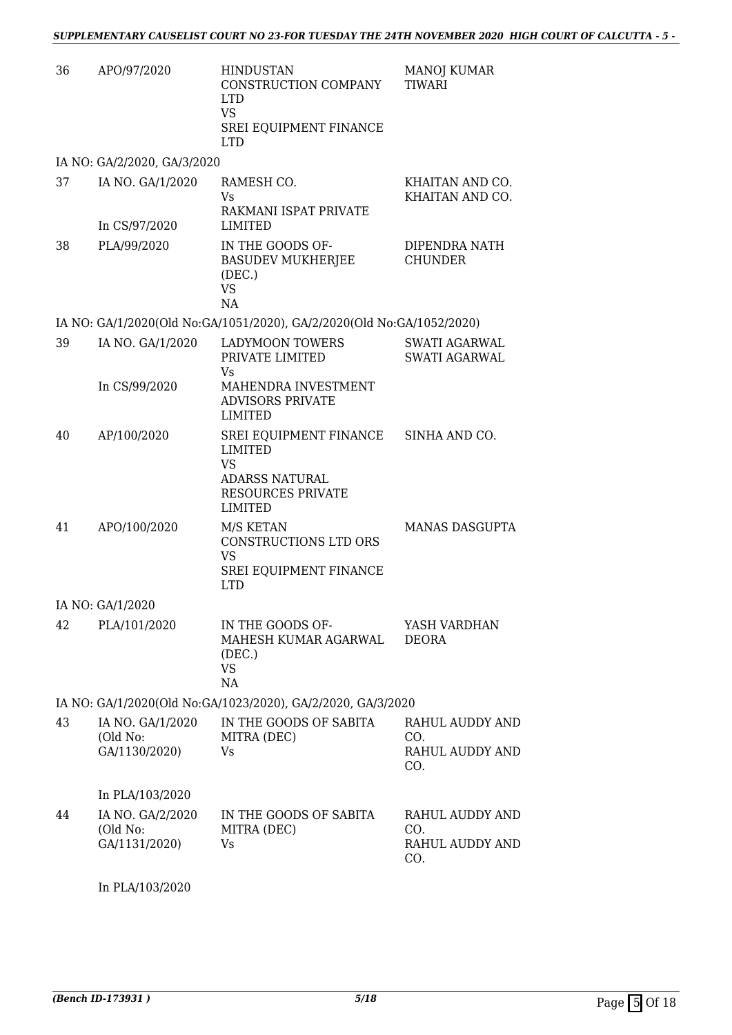| | | | |
|---|---|---|---|
| 36 | APO/97/2020 | HINDUSTAN CONSTRUCTION COMPANY LTD<br>VS<br>SREI EQUIPMENT FINANCE LTD | MANOJ KUMAR TIWARI |
| | IA NO: GA/2/2020, GA/3/2020 | | |
| 37 | IA NO. GA/1/2020<br><br>In CS/97/2020 | RAMESH CO.<br>Vs<br>RAKMANI ISPAT PRIVATE LIMITED | KHAITAN AND CO.<br>KHAITAN AND CO. |
| 38 | PLA/99/2020 | IN THE GOODS OF-BASUDEV MUKHERJEE (DEC.)<br>VS<br>NA | DIPENDRA NATH CHUNDER |
| | IA NO: GA/1/2020(Old No:GA/1051/2020), GA/2/2020(Old No:GA/1052/2020) | | |
| 39 | IA NO. GA/1/2020<br><br>In CS/99/2020 | LADYMOON TOWERS PRIVATE LIMITED<br>Vs<br>MAHENDRA INVESTMENT ADVISORS PRIVATE LIMITED | SWATI AGARWAL<br>SWATI AGARWAL |
| 40 | AP/100/2020 | SREI EQUIPMENT FINANCE LIMITED<br>VS<br>ADARSS NATURAL RESOURCES PRIVATE LIMITED | SINHA AND CO. |
| 41 | APO/100/2020 | M/S KETAN CONSTRUCTIONS LTD ORS<br>VS<br>SREI EQUIPMENT FINANCE LTD | MANAS DASGUPTA |
| | IA NO: GA/1/2020 | | |
| 42 | PLA/101/2020 | IN THE GOODS OF-MAHESH KUMAR AGARWAL (DEC.)<br>VS<br>NA | YASH VARDHAN DEORA |
| | IA NO: GA/1/2020(Old No:GA/1023/2020), GA/2/2020, GA/3/2020 | | |
| 43 | IA NO. GA/1/2020 (Old No: GA/1130/2020)<br><br>In PLA/103/2020 | IN THE GOODS OF SABITA MITRA (DEC)<br>Vs | RAHUL AUDDY AND CO.<br>RAHUL AUDDY AND CO. |
| 44 | IA NO. GA/2/2020 (Old No: GA/1131/2020)<br><br>In PLA/103/2020 | IN THE GOODS OF SABITA MITRA (DEC)<br>Vs | RAHUL AUDDY AND CO.<br>RAHUL AUDDY AND CO. |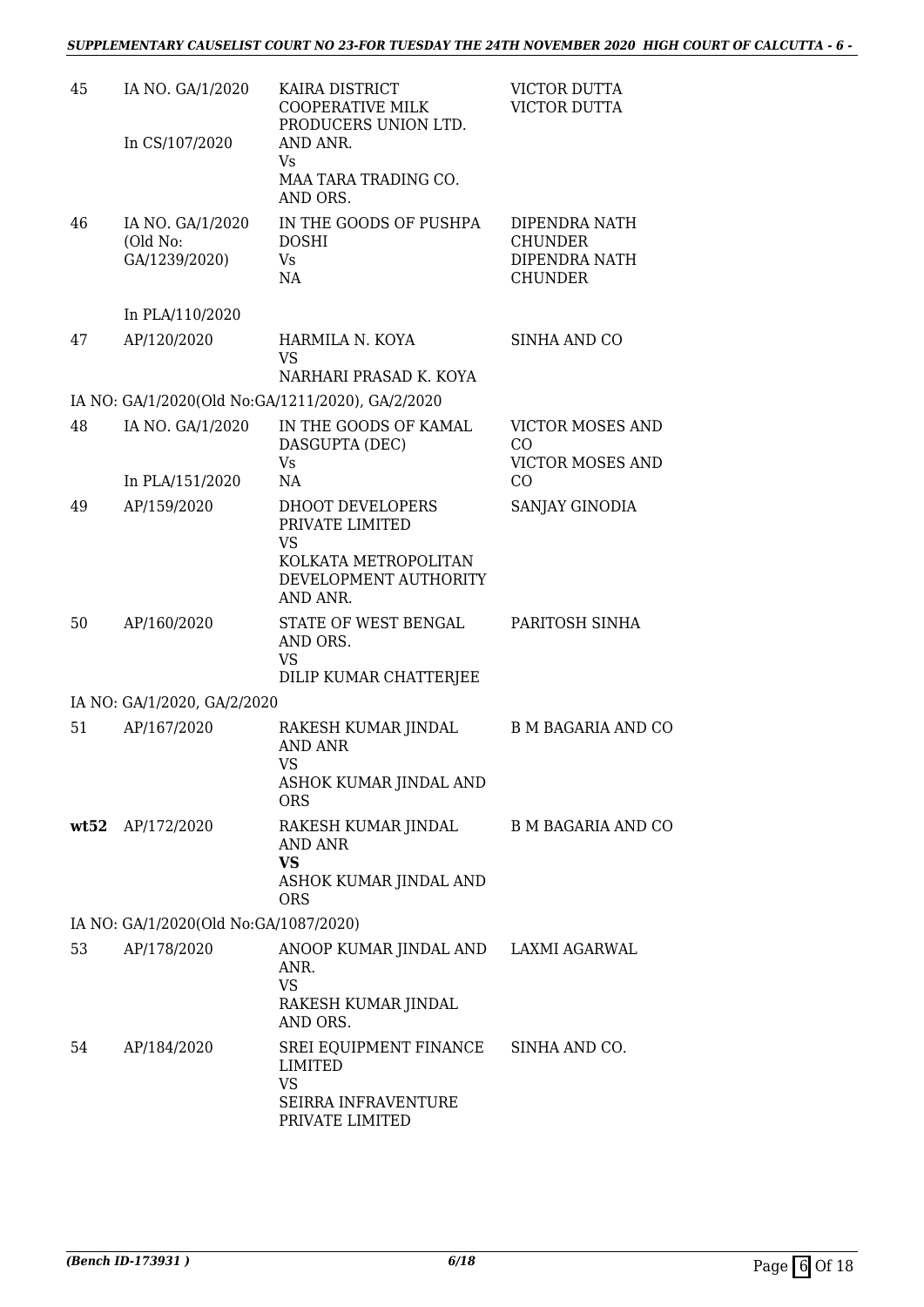| 45 | IA NO. GA/1/2020<br><br>In CS/107/2020 | KAIRA DISTRICT COOPERATIVE MILK PRODUCERS UNION LTD. AND ANR.<br>Vs<br>MAA TARA TRADING CO. AND ORS. | VICTOR DUTTA<br>VICTOR DUTTA |
|---|---|---|---|
| 46 | IA NO. GA/1/2020 (Old No: GA/1239/2020)<br><br>In PLA/110/2020 | IN THE GOODS OF PUSHPA DOSHI<br>Vs<br>NA | DIPENDRA NATH CHUNDER<br>DIPENDRA NATH CHUNDER |
| 47 | AP/120/2020 | HARMILA N. KOYA<br>VS<br>NARHARI PRASAD K. KOYA | SINHA AND CO |
| | IA NO: GA/1/2020(Old No:GA/1211/2020), GA/2/2020 | | |
| 48 | IA NO. GA/1/2020<br><br>In PLA/151/2020 | IN THE GOODS OF KAMAL DASGUPTA (DEC)<br>Vs<br>NA | VICTOR MOSES AND CO<br>VICTOR MOSES AND CO |
| 49 | AP/159/2020 | DHOOT DEVELOPERS PRIVATE LIMITED<br>VS<br>KOLKATA METROPOLITAN DEVELOPMENT AUTHORITY AND ANR. | SANJAY GINODIA |
| 50 | AP/160/2020 | STATE OF WEST BENGAL AND ORS.<br>VS<br>DILIP KUMAR CHATTERJEE | PARITOSH SINHA |
| | IA NO: GA/1/2020, GA/2/2020 | | |
| 51 | AP/167/2020 | RAKESH KUMAR JINDAL AND ANR<br>VS<br>ASHOK KUMAR JINDAL AND ORS | B M BAGARIA AND CO |
| **wt52** | AP/172/2020 | RAKESH KUMAR JINDAL AND ANR<br>**VS**<br>ASHOK KUMAR JINDAL AND ORS | B M BAGARIA AND CO |
| | IA NO: GA/1/2020(Old No:GA/1087/2020) | | |
| 53 | AP/178/2020 | ANOOP KUMAR JINDAL AND ANR.<br>VS<br>RAKESH KUMAR JINDAL AND ORS. | LAXMI AGARWAL |
| 54 | AP/184/2020 | SREI EQUIPMENT FINANCE LIMITED<br>VS<br>SEIRRA INFRAVENTURE PRIVATE LIMITED | SINHA AND CO. |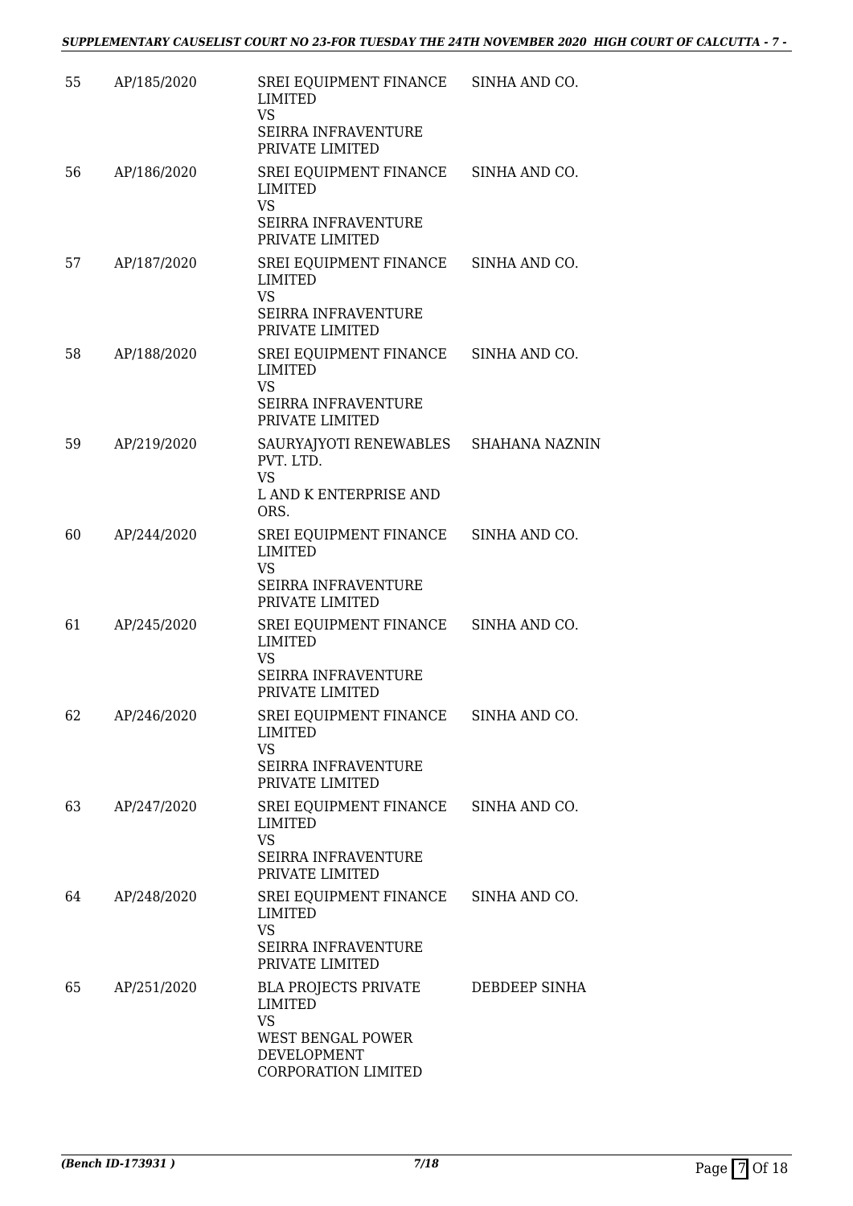| | | | |
|---|---|---|---|
| 55 | AP/185/2020 | SREI EQUIPMENT FINANCE LIMITED<br>VS<br>SEIRRA INFRAVENTURE PRIVATE LIMITED | SINHA AND CO. |
| 56 | AP/186/2020 | SREI EQUIPMENT FINANCE LIMITED<br>VS<br>SEIRRA INFRAVENTURE PRIVATE LIMITED | SINHA AND CO. |
| 57 | AP/187/2020 | SREI EQUIPMENT FINANCE LIMITED<br>VS<br>SEIRRA INFRAVENTURE PRIVATE LIMITED | SINHA AND CO. |
| 58 | AP/188/2020 | SREI EQUIPMENT FINANCE LIMITED<br>VS<br>SEIRRA INFRAVENTURE PRIVATE LIMITED | SINHA AND CO. |
| 59 | AP/219/2020 | SAURYAJYOTI RENEWABLES PVT. LTD.<br>VS<br>L AND K ENTERPRISE AND ORS. | SHAHANA NAZNIN |
| 60 | AP/244/2020 | SREI EQUIPMENT FINANCE LIMITED<br>VS<br>SEIRRA INFRAVENTURE PRIVATE LIMITED | SINHA AND CO. |
| 61 | AP/245/2020 | SREI EQUIPMENT FINANCE LIMITED<br>VS<br>SEIRRA INFRAVENTURE PRIVATE LIMITED | SINHA AND CO. |
| 62 | AP/246/2020 | SREI EQUIPMENT FINANCE LIMITED<br>VS<br>SEIRRA INFRAVENTURE PRIVATE LIMITED | SINHA AND CO. |
| 63 | AP/247/2020 | SREI EQUIPMENT FINANCE LIMITED<br>VS<br>SEIRRA INFRAVENTURE PRIVATE LIMITED | SINHA AND CO. |
| 64 | AP/248/2020 | SREI EQUIPMENT FINANCE LIMITED<br>VS<br>SEIRRA INFRAVENTURE PRIVATE LIMITED | SINHA AND CO. |
| 65 | AP/251/2020 | BLA PROJECTS PRIVATE LIMITED<br>VS<br>WEST BENGAL POWER DEVELOPMENT CORPORATION LIMITED | DEBDEEP SINHA |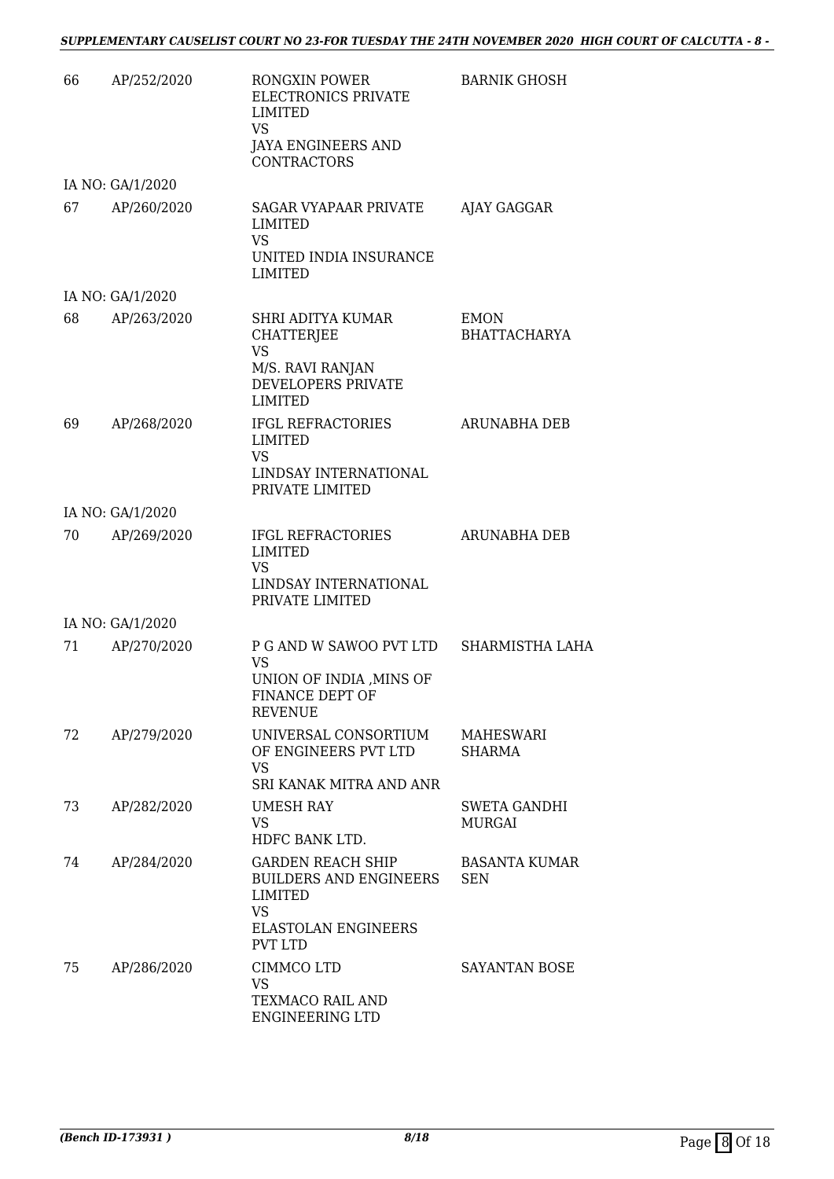| | | | |
|---|---|---|---|
| 66 | AP/252/2020 | RONGXIN POWER ELECTRONICS PRIVATE LIMITED<br>VS<br>JAYA ENGINEERS AND CONTRACTORS | BARNIK GHOSH |
| | IA NO: GA/1/2020 | | |
| 67 | AP/260/2020 | SAGAR VYAPAAR PRIVATE LIMITED<br>VS<br>UNITED INDIA INSURANCE LIMITED | AJAY GAGGAR |
| | IA NO: GA/1/2020 | | |
| 68 | AP/263/2020 | SHRI ADITYA KUMAR CHATTERJEE<br>VS<br>M/S. RAVI RANJAN DEVELOPERS PRIVATE LIMITED | EMON BHATTACHARYA |
| 69 | AP/268/2020 | IFGL REFRACTORIES LIMITED<br>VS<br>LINDSAY INTERNATIONAL PRIVATE LIMITED | ARUNABHA DEB |
| | IA NO: GA/1/2020 | | |
| 70 | AP/269/2020 | IFGL REFRACTORIES LIMITED<br>VS<br>LINDSAY INTERNATIONAL PRIVATE LIMITED | ARUNABHA DEB |
| | IA NO: GA/1/2020 | | |
| 71 | AP/270/2020 | P G AND W SAWOO PVT LTD<br>VS<br>UNION OF INDIA ,MINS OF FINANCE DEPT OF REVENUE | SHARMISTHA LAHA |
| 72 | AP/279/2020 | UNIVERSAL CONSORTIUM OF ENGINEERS PVT LTD<br>VS<br>SRI KANAK MITRA AND ANR | MAHESWARI SHARMA |
| 73 | AP/282/2020 | UMESH RAY<br>VS<br>HDFC BANK LTD. | SWETA GANDHI MURGAI |
| 74 | AP/284/2020 | GARDEN REACH SHIP BUILDERS AND ENGINEERS LIMITED<br>VS<br>ELASTOLAN ENGINEERS PVT LTD | BASANTA KUMAR SEN |
| 75 | AP/286/2020 | CIMMCO LTD<br>VS<br>TEXMACO RAIL AND ENGINEERING LTD | SAYANTAN BOSE |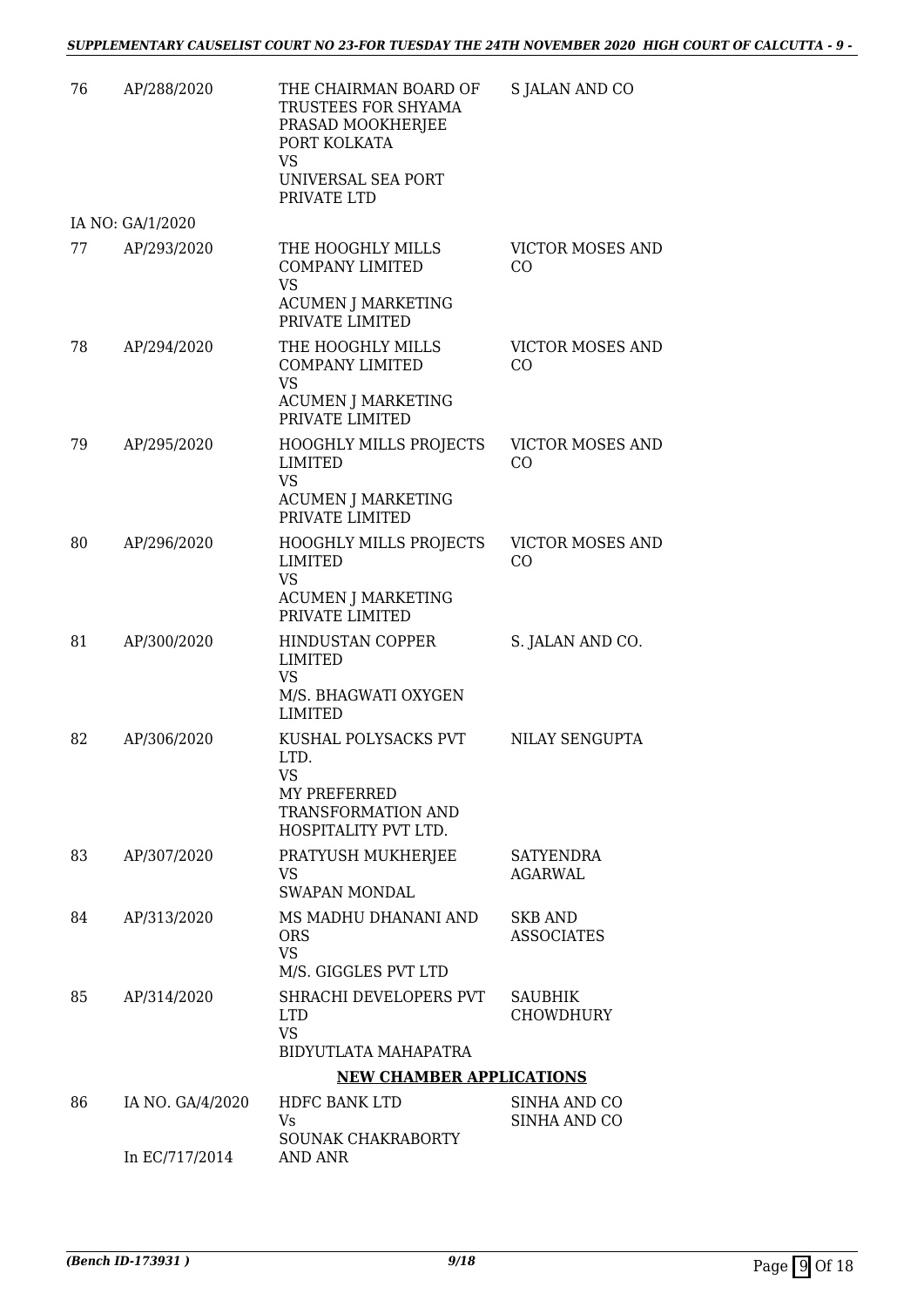| | | | |
|---|---|---|---|
| 76 | AP/288/2020 | THE CHAIRMAN BOARD OF TRUSTEES FOR SHYAMA PRASAD MOOKHERJEE PORT KOLKATA<br>VS<br>UNIVERSAL SEA PORT PRIVATE LTD | S JALAN AND CO |
| | IA NO: GA/1/2020 | | |
| 77 | AP/293/2020 | THE HOOGHLY MILLS COMPANY LIMITED<br>VS<br>ACUMEN J MARKETING PRIVATE LIMITED | VICTOR MOSES AND CO |
| 78 | AP/294/2020 | THE HOOGHLY MILLS COMPANY LIMITED<br>VS<br>ACUMEN J MARKETING PRIVATE LIMITED | VICTOR MOSES AND CO |
| 79 | AP/295/2020 | HOOGHLY MILLS PROJECTS LIMITED<br>VS<br>ACUMEN J MARKETING PRIVATE LIMITED | VICTOR MOSES AND CO |
| 80 | AP/296/2020 | HOOGHLY MILLS PROJECTS LIMITED<br>VS<br>ACUMEN J MARKETING PRIVATE LIMITED | VICTOR MOSES AND CO |
| 81 | AP/300/2020 | HINDUSTAN COPPER LIMITED<br>VS<br>M/S. BHAGWATI OXYGEN LIMITED | S. JALAN AND CO. |
| 82 | AP/306/2020 | KUSHAL POLYSACKS PVT LTD.<br>VS<br>MY PREFERRED TRANSFORMATION AND HOSPITALITY PVT LTD. | NILAY SENGUPTA |
| 83 | AP/307/2020 | PRATYUSH MUKHERJEE<br>VS<br>SWAPAN MONDAL | SATYENDRA AGARWAL |
| 84 | AP/313/2020 | MS MADHU DHANANI AND ORS<br>VS<br>M/S. GIGGLES PVT LTD | SKB AND ASSOCIATES |
| 85 | AP/314/2020 | SHRACHI DEVELOPERS PVT LTD<br>VS<br>BIDYUTLATA MAHAPATRA | SAUBHIK CHOWDHURY |

**NEW CHAMBER APPLICATIONS**

| | | | |
|---|---|---|---|
| 86 | IA NO. GA/4/2020<br><br>In EC/717/2014 | HDFC BANK LTD<br>Vs<br>SOUNAK CHAKRABORTY AND ANR | SINHA AND CO<br>SINHA AND CO |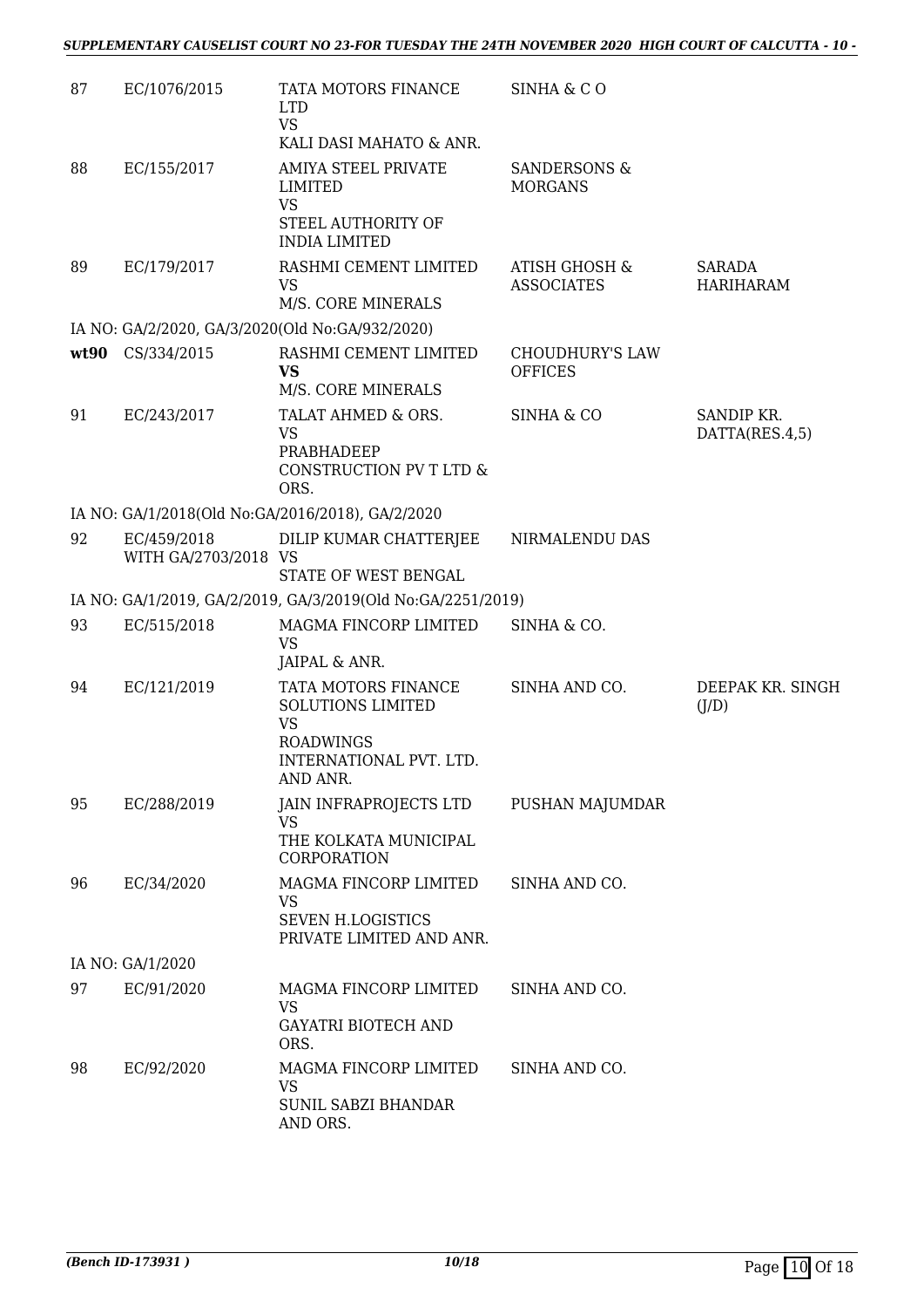| 87 | EC/1076/2015 | TATA MOTORS FINANCE LTD VS KALI DASI MAHATO & ANR. | SINHA & C O | |
|---|---|---|---|---|
| 88 | EC/155/2017 | AMIYA STEEL PRIVATE LIMITED VS STEEL AUTHORITY OF INDIA LIMITED | SANDERSONS & MORGANS | |
| 89 | EC/179/2017 | RASHMI CEMENT LIMITED VS M/S. CORE MINERALS | ATISH GHOSH & ASSOCIATES | SARADA HARIHARAM |
| | IA NO: GA/2/2020, GA/3/2020(Old No:GA/932/2020) | | | |
| **wt90** | CS/334/2015 | RASHMI CEMENT LIMITED **VS** M/S. CORE MINERALS | CHOUDHURY'S LAW OFFICES | |
| 91 | EC/243/2017 | TALAT AHMED & ORS. VS PRABHADEEP CONSTRUCTION PV T LTD & ORS. | SINHA & CO | SANDIP KR. DATTA(RES.4,5) |
| | IA NO: GA/1/2018(Old No:GA/2016/2018), GA/2/2020 | | | |
| 92 | EC/459/2018 WITH GA/2703/2018 | DILIP KUMAR CHATTERJEE VS STATE OF WEST BENGAL | NIRMALENDU DAS | |
| | IA NO: GA/1/2019, GA/2/2019, GA/3/2019(Old No:GA/2251/2019) | | | |
| 93 | EC/515/2018 | MAGMA FINCORP LIMITED VS JAIPAL & ANR. | SINHA & CO. | |
| 94 | EC/121/2019 | TATA MOTORS FINANCE SOLUTIONS LIMITED VS ROADWINGS INTERNATIONAL PVT. LTD. AND ANR. | SINHA AND CO. | DEEPAK KR. SINGH (J/D) |
| 95 | EC/288/2019 | JAIN INFRAPROJECTS LTD VS THE KOLKATA MUNICIPAL CORPORATION | PUSHAN MAJUMDAR | |
| 96 | EC/34/2020 | MAGMA FINCORP LIMITED VS SEVEN H.LOGISTICS PRIVATE LIMITED AND ANR. | SINHA AND CO. | |
| | IA NO: GA/1/2020 | | | |
| 97 | EC/91/2020 | MAGMA FINCORP LIMITED VS GAYATRI BIOTECH AND ORS. | SINHA AND CO. | |
| 98 | EC/92/2020 | MAGMA FINCORP LIMITED VS SUNIL SABZI BHANDAR AND ORS. | SINHA AND CO. | |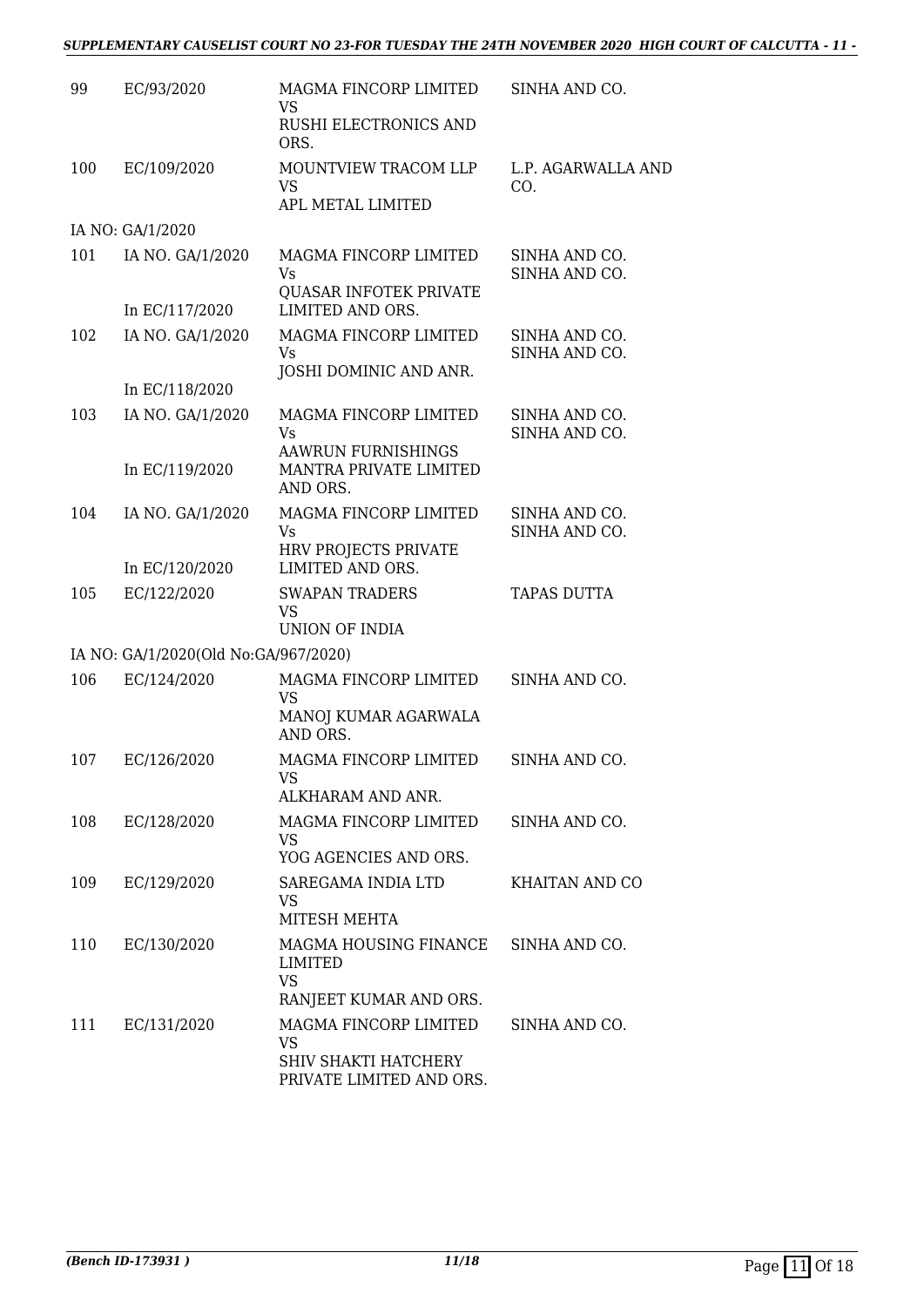| | | | |
|---|---|---|---|
| 99 | EC/93/2020 | MAGMA FINCORP LIMITED VS RUSHI ELECTRONICS AND ORS. | SINHA AND CO. |
| 100 | EC/109/2020 | MOUNTVIEW TRACOM LLP VS APL METAL LIMITED | L.P. AGARWALLA AND CO. |
| IA NO: GA/1/2020 | | | |
| 101 | IA NO. GA/1/2020 In EC/117/2020 | MAGMA FINCORP LIMITED Vs QUASAR INFOTEK PRIVATE LIMITED AND ORS. | SINHA AND CO. SINHA AND CO. |
| 102 | IA NO. GA/1/2020 In EC/118/2020 | MAGMA FINCORP LIMITED Vs JOSHI DOMINIC AND ANR. | SINHA AND CO. SINHA AND CO. |
| 103 | IA NO. GA/1/2020 In EC/119/2020 | MAGMA FINCORP LIMITED Vs AAWRUN FURNISHINGS MANTRA PRIVATE LIMITED AND ORS. | SINHA AND CO. SINHA AND CO. |
| 104 | IA NO. GA/1/2020 In EC/120/2020 | MAGMA FINCORP LIMITED Vs HRV PROJECTS PRIVATE LIMITED AND ORS. | SINHA AND CO. SINHA AND CO. |
| 105 | EC/122/2020 | SWAPAN TRADERS VS UNION OF INDIA | TAPAS DUTTA |
| IA NO: GA/1/2020(Old No:GA/967/2020) | | | |
| 106 | EC/124/2020 | MAGMA FINCORP LIMITED VS MANOJ KUMAR AGARWALA AND ORS. | SINHA AND CO. |
| 107 | EC/126/2020 | MAGMA FINCORP LIMITED VS ALKHARAM AND ANR. | SINHA AND CO. |
| 108 | EC/128/2020 | MAGMA FINCORP LIMITED VS YOG AGENCIES AND ORS. | SINHA AND CO. |
| 109 | EC/129/2020 | SAREGAMA INDIA LTD VS MITESH MEHTA | KHAITAN AND CO |
| 110 | EC/130/2020 | MAGMA HOUSING FINANCE LIMITED VS RANJEET KUMAR AND ORS. | SINHA AND CO. |
| 111 | EC/131/2020 | MAGMA FINCORP LIMITED VS SHIV SHAKTI HATCHERY PRIVATE LIMITED AND ORS. | SINHA AND CO. |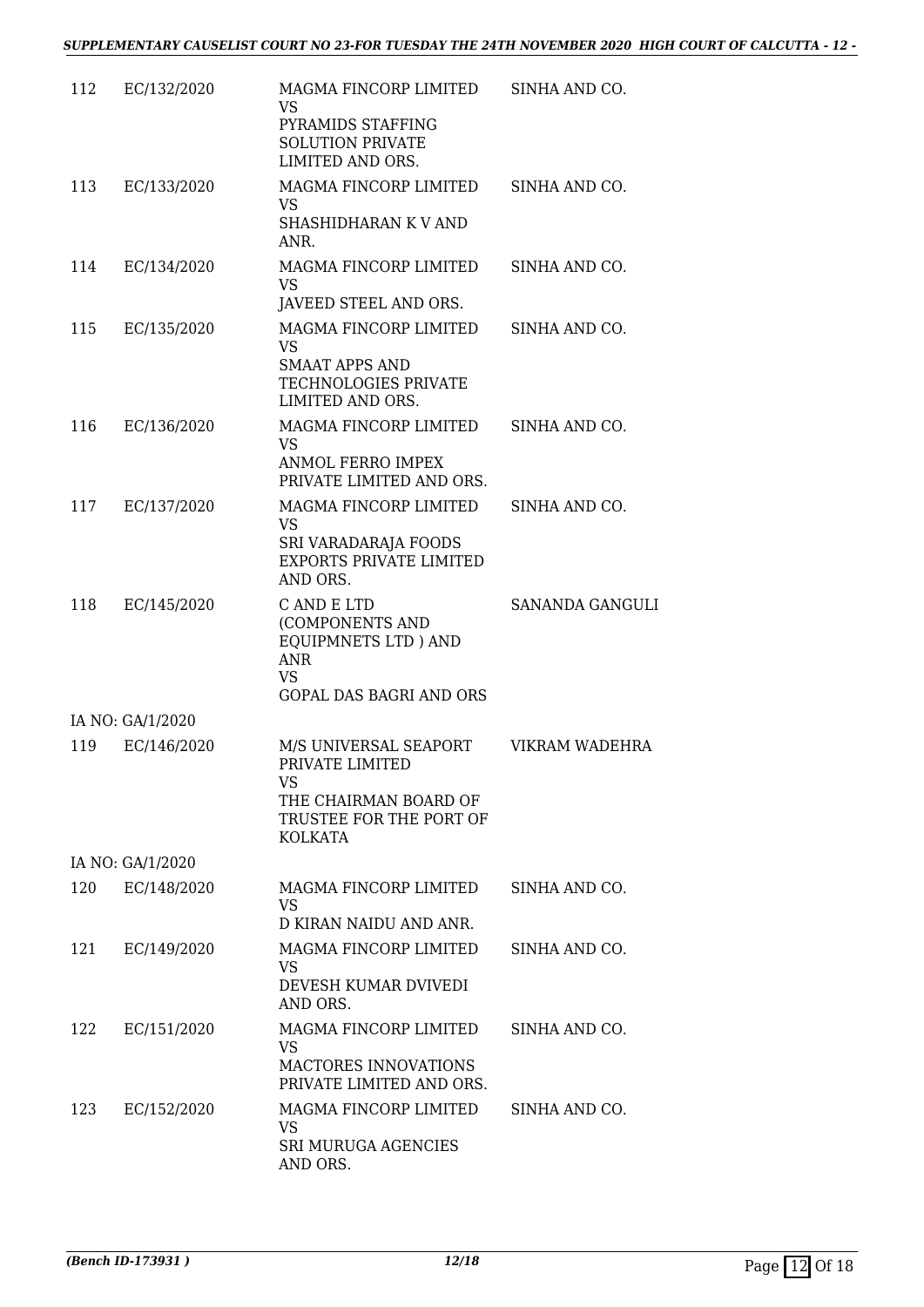| 112 | EC/132/2020 | MAGMA FINCORP LIMITED<br>VS<br>PYRAMIDS STAFFING SOLUTION PRIVATE LIMITED AND ORS. | SINHA AND CO. |
|---|---|---|---|
| 113 | EC/133/2020 | MAGMA FINCORP LIMITED<br>VS<br>SHASHIDHARAN K V AND ANR. | SINHA AND CO. |
| 114 | EC/134/2020 | MAGMA FINCORP LIMITED<br>VS<br>JAVEED STEEL AND ORS. | SINHA AND CO. |
| 115 | EC/135/2020 | MAGMA FINCORP LIMITED<br>VS<br>SMAAT APPS AND TECHNOLOGIES PRIVATE LIMITED AND ORS. | SINHA AND CO. |
| 116 | EC/136/2020 | MAGMA FINCORP LIMITED<br>VS<br>ANMOL FERRO IMPEX PRIVATE LIMITED AND ORS. | SINHA AND CO. |
| 117 | EC/137/2020 | MAGMA FINCORP LIMITED<br>VS<br>SRI VARADARAJA FOODS EXPORTS PRIVATE LIMITED AND ORS. | SINHA AND CO. |
| 118 | EC/145/2020 | C AND E LTD (COMPONENTS AND EQUIPMNETS LTD ) AND ANR<br>VS<br>GOPAL DAS BAGRI AND ORS | SANANDA GANGULI |
| IA NO: GA/1/2020 | | | |
| 119 | EC/146/2020 | M/S UNIVERSAL SEAPORT PRIVATE LIMITED<br>VS<br>THE CHAIRMAN BOARD OF TRUSTEE FOR THE PORT OF KOLKATA | VIKRAM WADEHRA |
| IA NO: GA/1/2020 | | | |
| 120 | EC/148/2020 | MAGMA FINCORP LIMITED<br>VS<br>D KIRAN NAIDU AND ANR. | SINHA AND CO. |
| 121 | EC/149/2020 | MAGMA FINCORP LIMITED<br>VS<br>DEVESH KUMAR DVIVEDI AND ORS. | SINHA AND CO. |
| 122 | EC/151/2020 | MAGMA FINCORP LIMITED<br>VS<br>MACTORES INNOVATIONS PRIVATE LIMITED AND ORS. | SINHA AND CO. |
| 123 | EC/152/2020 | MAGMA FINCORP LIMITED<br>VS<br>SRI MURUGA AGENCIES AND ORS. | SINHA AND CO. |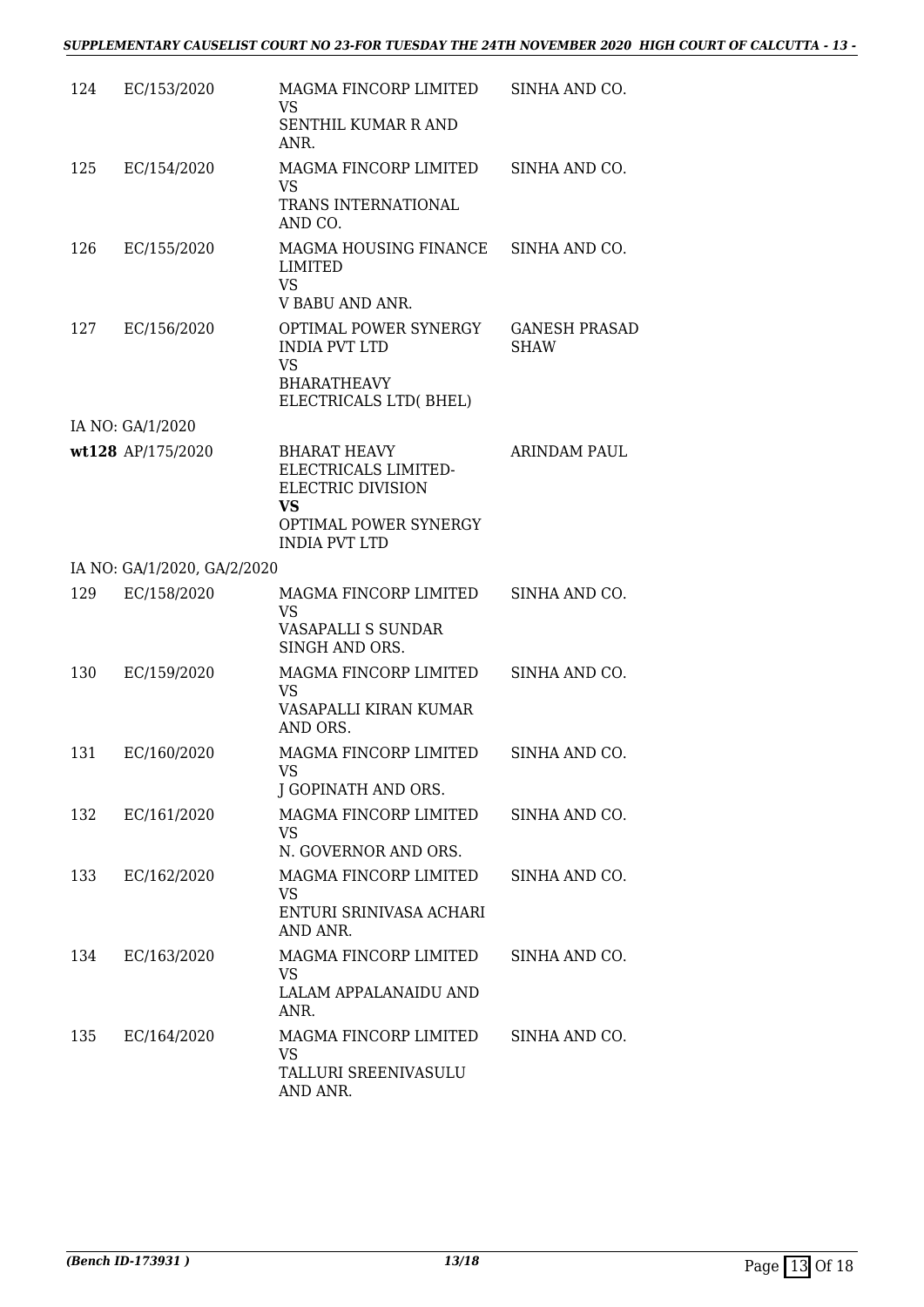| | | | |
|---|---|---|---|
| 124 | EC/153/2020 | MAGMA FINCORP LIMITED<br>VS<br>SENTHIL KUMAR R AND ANR. | SINHA AND CO. |
| 125 | EC/154/2020 | MAGMA FINCORP LIMITED<br>VS<br>TRANS INTERNATIONAL AND CO. | SINHA AND CO. |
| 126 | EC/155/2020 | MAGMA HOUSING FINANCE LIMITED<br>VS<br>V BABU AND ANR. | SINHA AND CO. |
| 127 | EC/156/2020 | OPTIMAL POWER SYNERGY INDIA PVT LTD<br>VS<br>BHARATHEAVY ELECTRICALS LTD( BHEL) | GANESH PRASAD SHAW |
| | IA NO: GA/1/2020 | | |
| **wt128** | AP/175/2020 | BHARAT HEAVY ELECTRICALS LIMITED-ELECTRIC DIVISION<br>**VS**<br>OPTIMAL POWER SYNERGY INDIA PVT LTD | ARINDAM PAUL |
| | IA NO: GA/1/2020, GA/2/2020 | | |
| 129 | EC/158/2020 | MAGMA FINCORP LIMITED<br>VS<br>VASAPALLI S SUNDAR SINGH AND ORS. | SINHA AND CO. |
| 130 | EC/159/2020 | MAGMA FINCORP LIMITED<br>VS<br>VASAPALLI KIRAN KUMAR AND ORS. | SINHA AND CO. |
| 131 | EC/160/2020 | MAGMA FINCORP LIMITED<br>VS<br>J GOPINATH AND ORS. | SINHA AND CO. |
| 132 | EC/161/2020 | MAGMA FINCORP LIMITED<br>VS<br>N. GOVERNOR AND ORS. | SINHA AND CO. |
| 133 | EC/162/2020 | MAGMA FINCORP LIMITED<br>VS<br>ENTURI SRINIVASA ACHARI AND ANR. | SINHA AND CO. |
| 134 | EC/163/2020 | MAGMA FINCORP LIMITED<br>VS<br>LALAM APPALANAIDU AND ANR. | SINHA AND CO. |
| 135 | EC/164/2020 | MAGMA FINCORP LIMITED<br>VS<br>TALLURI SREENIVASULU AND ANR. | SINHA AND CO. |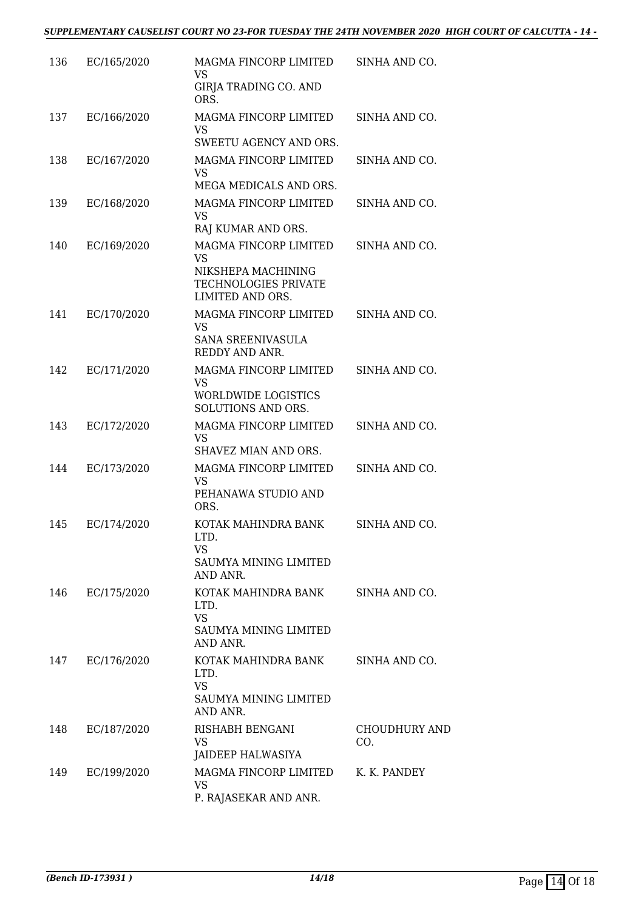| 136 | EC/165/2020 | MAGMA FINCORP LIMITED VS GIRJA TRADING CO. AND ORS. | SINHA AND CO. |
|---|---|---|---|
| 137 | EC/166/2020 | MAGMA FINCORP LIMITED VS SWEETU AGENCY AND ORS. | SINHA AND CO. |
| 138 | EC/167/2020 | MAGMA FINCORP LIMITED VS MEGA MEDICALS AND ORS. | SINHA AND CO. |
| 139 | EC/168/2020 | MAGMA FINCORP LIMITED VS RAJ KUMAR AND ORS. | SINHA AND CO. |
| 140 | EC/169/2020 | MAGMA FINCORP LIMITED VS NIKSHEPA MACHINING TECHNOLOGIES PRIVATE LIMITED AND ORS. | SINHA AND CO. |
| 141 | EC/170/2020 | MAGMA FINCORP LIMITED VS SANA SREENIVASULA REDDY AND ANR. | SINHA AND CO. |
| 142 | EC/171/2020 | MAGMA FINCORP LIMITED VS WORLDWIDE LOGISTICS SOLUTIONS AND ORS. | SINHA AND CO. |
| 143 | EC/172/2020 | MAGMA FINCORP LIMITED VS SHAVEZ MIAN AND ORS. | SINHA AND CO. |
| 144 | EC/173/2020 | MAGMA FINCORP LIMITED VS PEHANAWA STUDIO AND ORS. | SINHA AND CO. |
| 145 | EC/174/2020 | KOTAK MAHINDRA BANK LTD. VS SAUMYA MINING LIMITED AND ANR. | SINHA AND CO. |
| 146 | EC/175/2020 | KOTAK MAHINDRA BANK LTD. VS SAUMYA MINING LIMITED AND ANR. | SINHA AND CO. |
| 147 | EC/176/2020 | KOTAK MAHINDRA BANK LTD. VS SAUMYA MINING LIMITED AND ANR. | SINHA AND CO. |
| 148 | EC/187/2020 | RISHABH BENGANI VS JAIDEEP HALWASIYA | CHOUDHURY AND CO. |
| 149 | EC/199/2020 | MAGMA FINCORP LIMITED VS P. RAJASEKAR AND ANR. | K. K. PANDEY |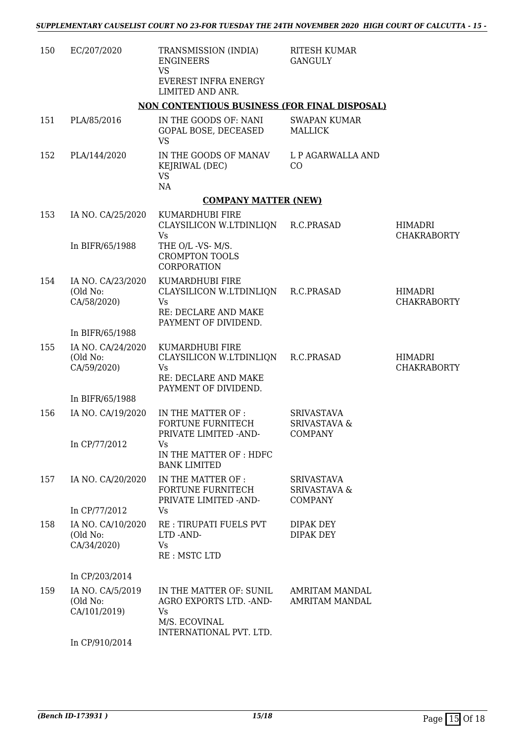| | | | | |
|---|---|---|---|---|
| 150 | EC/207/2020 | TRANSMISSION (INDIA) ENGINEERS<br>VS<br>EVEREST INFRA ENERGY LIMITED AND ANR. | RITESH KUMAR GANGULY | |

**NON CONTENTIOUS BUSINESS (FOR FINAL DISPOSAL)**

| | | | | |
|---|---|---|---|---|
| 151 | PLA/85/2016 | IN THE GOODS OF: NANI GOPAL BOSE, DECEASED<br>VS | SWAPAN KUMAR MALLICK | |
| 152 | PLA/144/2020 | IN THE GOODS OF MANAV KEJRIWAL (DEC)<br>VS<br>NA | L P AGARWALLA AND CO | |

**COMPANY MATTER (NEW)**

| | | | | |
|---|---|---|---|---|
| 153 | IA NO. CA/25/2020<br><br>In BIFR/65/1988 | KUMARDHUBI FIRE CLAYSILICON W.LTDINLIQN<br>Vs<br>THE O/L -VS- M/S. CROMPTON TOOLS CORPORATION | R.C.PRASAD | HIMADRI CHAKRABORTY |
| 154 | IA NO. CA/23/2020<br>(Old No: CA/58/2020)<br><br>In BIFR/65/1988 | KUMARDHUBI FIRE CLAYSILICON W.LTDINLIQN<br>Vs<br>RE: DECLARE AND MAKE PAYMENT OF DIVIDEND. | R.C.PRASAD | HIMADRI CHAKRABORTY |
| 155 | IA NO. CA/24/2020<br>(Old No: CA/59/2020)<br><br>In BIFR/65/1988 | KUMARDHUBI FIRE CLAYSILICON W.LTDINLIQN<br>Vs<br>RE: DECLARE AND MAKE PAYMENT OF DIVIDEND. | R.C.PRASAD | HIMADRI CHAKRABORTY |
| 156 | IA NO. CA/19/2020<br><br>In CP/77/2012 | IN THE MATTER OF : FORTUNE FURNITECH PRIVATE LIMITED -AND-<br>Vs<br>IN THE MATTER OF : HDFC BANK LIMITED | SRIVASTAVA SRIVASTAVA & COMPANY | |
| 157 | IA NO. CA/20/2020<br><br>In CP/77/2012 | IN THE MATTER OF : FORTUNE FURNITECH PRIVATE LIMITED -AND-<br>Vs | SRIVASTAVA SRIVASTAVA & COMPANY | |
| 158 | IA NO. CA/10/2020<br>(Old No: CA/34/2020)<br><br>In CP/203/2014 | RE : TIRUPATI FUELS PVT LTD -AND-<br>Vs<br>RE : MSTC LTD | DIPAK DEY<br>DIPAK DEY | |
| 159 | IA NO. CA/5/2019<br>(Old No: CA/101/2019)<br><br>In CP/910/2014 | IN THE MATTER OF: SUNIL AGRO EXPORTS LTD. -AND-<br>Vs<br>M/S. ECOVINAL INTERNATIONAL PVT. LTD. | AMRITAM MANDAL<br>AMRITAM MANDAL | |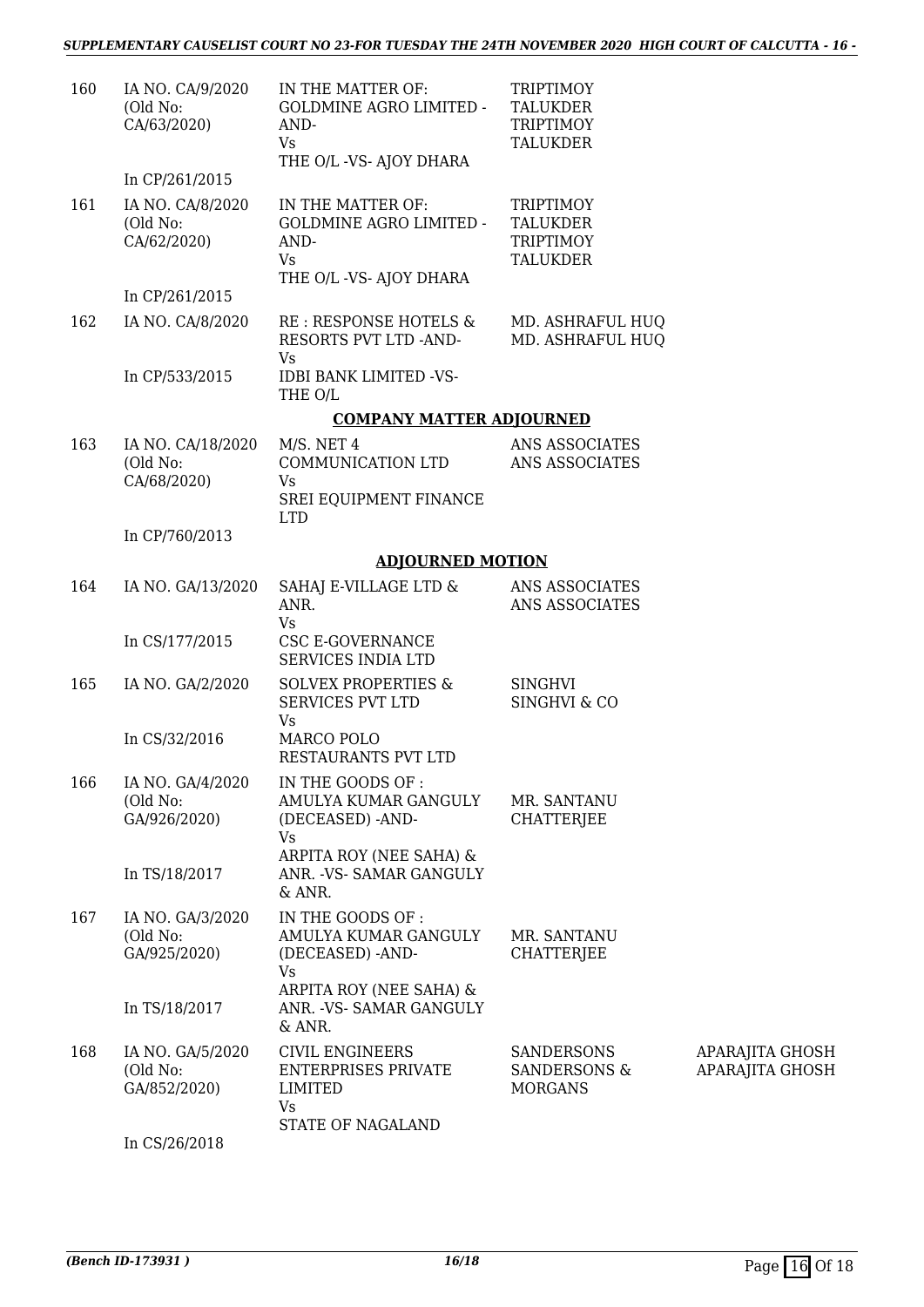| | | | | |
|---|---|---|---|---|
| 160 | IA NO. CA/9/2020 (Old No: CA/63/2020)<br><br>In CP/261/2015 | IN THE MATTER OF: GOLDMINE AGRO LIMITED -AND-<br>Vs<br>THE O/L -VS- AJOY DHARA | TRIPTIMOY TALUKDER<br>TRIPTIMOY TALUKDER | |
| 161 | IA NO. CA/8/2020 (Old No: CA/62/2020)<br><br>In CP/261/2015 | IN THE MATTER OF: GOLDMINE AGRO LIMITED -AND-<br>Vs<br>THE O/L -VS- AJOY DHARA | TRIPTIMOY TALUKDER<br>TRIPTIMOY TALUKDER | |
| 162 | IA NO. CA/8/2020<br><br>In CP/533/2015 | RE : RESPONSE HOTELS & RESORTS PVT LTD -AND-<br>Vs<br>IDBI BANK LIMITED -VS- THE O/L | MD. ASHRAFUL HUQ<br>MD. ASHRAFUL HUQ | |

**COMPANY MATTER ADJOURNED**

| | | | | |
|---|---|---|---|---|
| 163 | IA NO. CA/18/2020 (Old No: CA/68/2020)<br><br>In CP/760/2013 | M/S. NET 4 COMMUNICATION LTD<br>Vs<br>SREI EQUIPMENT FINANCE LTD | ANS ASSOCIATES<br>ANS ASSOCIATES | |

**ADJOURNED MOTION**

| | | | | |
|---|---|---|---|---|
| 164 | IA NO. GA/13/2020<br><br>In CS/177/2015 | SAHAJ E-VILLAGE LTD & ANR.<br>Vs<br>CSC E-GOVERNANCE SERVICES INDIA LTD | ANS ASSOCIATES<br>ANS ASSOCIATES | |
| 165 | IA NO. GA/2/2020<br><br>In CS/32/2016 | SOLVEX PROPERTIES & SERVICES PVT LTD<br>Vs<br>MARCO POLO RESTAURANTS PVT LTD | SINGHVI<br>SINGHVI & CO | |
| 166 | IA NO. GA/4/2020 (Old No: GA/926/2020)<br><br>In TS/18/2017 | IN THE GOODS OF : AMULYA KUMAR GANGULY (DECEASED) -AND-<br>Vs<br>ARPITA ROY (NEE SAHA) & ANR. -VS- SAMAR GANGULY & ANR. | MR. SANTANU CHATTERJEE | |
| 167 | IA NO. GA/3/2020 (Old No: GA/925/2020)<br><br>In TS/18/2017 | IN THE GOODS OF : AMULYA KUMAR GANGULY (DECEASED) -AND-<br>Vs<br>ARPITA ROY (NEE SAHA) & ANR. -VS- SAMAR GANGULY & ANR. | MR. SANTANU CHATTERJEE | |
| 168 | IA NO. GA/5/2020 (Old No: GA/852/2020)<br><br>In CS/26/2018 | CIVIL ENGINEERS ENTERPRISES PRIVATE LIMITED<br>Vs<br>STATE OF NAGALAND | SANDERSONS<br>SANDERSONS & MORGANS | APARAJITA GHOSH<br>APARAJITA GHOSH |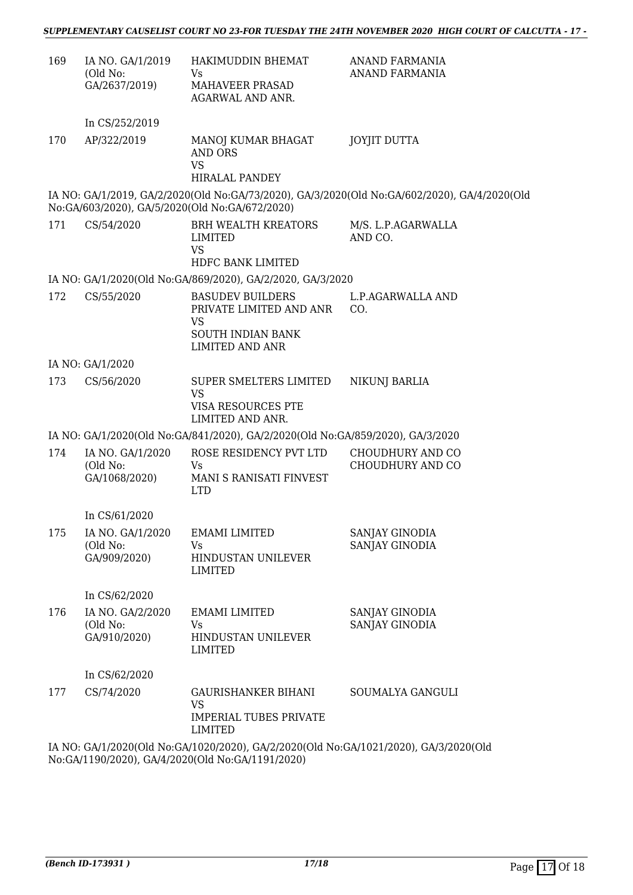| | | | |
|---|---|---|---|
| 169 | IA NO. GA/1/2019 (Old No: GA/2637/2019) | HAKIMUDDIN BHEMAT Vs MAHAVEER PRASAD AGARWAL AND ANR. | ANAND FARMANIA ANAND FARMANIA |
| | In CS/252/2019 | | |
| 170 | AP/322/2019 | MANOJ KUMAR BHAGAT AND ORS VS HIRALAL PANDEY | JOYJIT DUTTA |

IA NO: GA/1/2019, GA/2/2020(Old No:GA/73/2020), GA/3/2020(Old No:GA/602/2020), GA/4/2020(Old No:GA/603/2020), GA/5/2020(Old No:GA/672/2020)

| | | | |
|---|---|---|---|
| 171 | CS/54/2020 | BRH WEALTH KREATORS LIMITED VS HDFC BANK LIMITED | M/S. L.P.AGARWALLA AND CO. |

IA NO: GA/1/2020(Old No:GA/869/2020), GA/2/2020, GA/3/2020

| | | | |
|---|---|---|---|
| 172 | CS/55/2020 | BASUDEV BUILDERS PRIVATE LIMITED AND ANR VS SOUTH INDIAN BANK LIMITED AND ANR | L.P.AGARWALLA AND CO. |

IA NO: GA/1/2020

| | | | |
|---|---|---|---|
| 173 | CS/56/2020 | SUPER SMELTERS LIMITED VS VISA RESOURCES PTE LIMITED AND ANR. | NIKUNJ BARLIA |

IA NO: GA/1/2020(Old No:GA/841/2020), GA/2/2020(Old No:GA/859/2020), GA/3/2020

| | | | |
|---|---|---|---|
| 174 | IA NO. GA/1/2020 (Old No: GA/1068/2020) | ROSE RESIDENCY PVT LTD Vs MANI S RANISATI FINVEST LTD | CHOUDHURY AND CO CHOUDHURY AND CO |
| | In CS/61/2020 | | |
| 175 | IA NO. GA/1/2020 (Old No: GA/909/2020) | EMAMI LIMITED Vs HINDUSTAN UNILEVER LIMITED | SANJAY GINODIA SANJAY GINODIA |
| | In CS/62/2020 | | |
| 176 | IA NO. GA/2/2020 (Old No: GA/910/2020) | EMAMI LIMITED Vs HINDUSTAN UNILEVER LIMITED | SANJAY GINODIA SANJAY GINODIA |
| | In CS/62/2020 | | |
| 177 | CS/74/2020 | GAURISHANKER BIHANI VS IMPERIAL TUBES PRIVATE LIMITED | SOUMALYA GANGULI |

IA NO: GA/1/2020(Old No:GA/1020/2020), GA/2/2020(Old No:GA/1021/2020), GA/3/2020(Old No:GA/1190/2020), GA/4/2020(Old No:GA/1191/2020)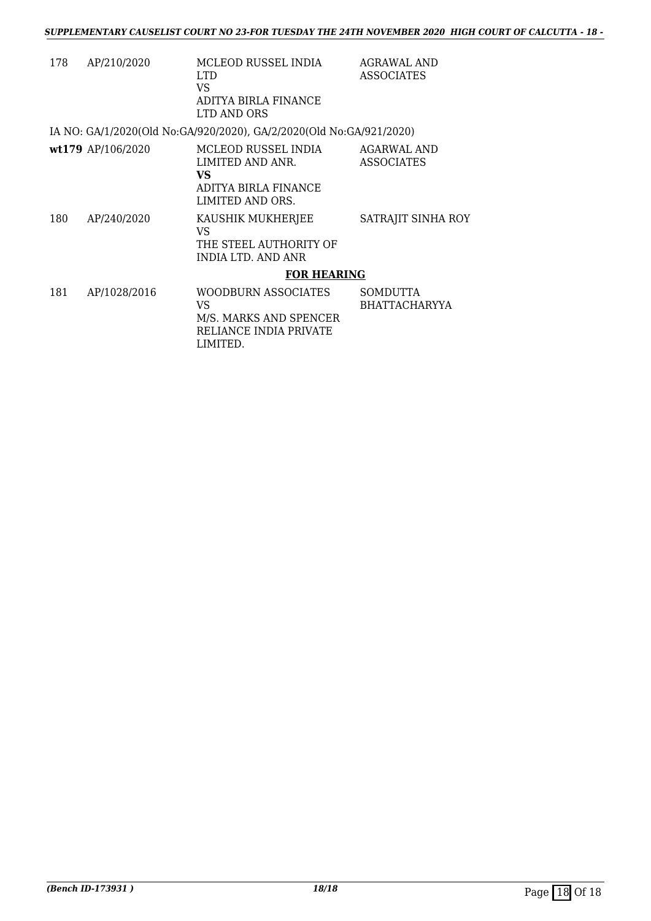| | | | |
|---|---|---|---|
| 178 | AP/210/2020 | MCLEOD RUSSEL INDIA LTD<br>VS<br>ADITYA BIRLA FINANCE LTD AND ORS | AGRAWAL AND ASSOCIATES |

IA NO: GA/1/2020(Old No:GA/920/2020), GA/2/2020(Old No:GA/921/2020)

| | | | |
|---|---|---|---|
| **wt179** | AP/106/2020 | MCLEOD RUSSEL INDIA LIMITED AND ANR.<br>**VS**<br>ADITYA BIRLA FINANCE LIMITED AND ORS. | AGARWAL AND ASSOCIATES |
| 180 | AP/240/2020 | KAUSHIK MUKHERJEE<br>VS<br>THE STEEL AUTHORITY OF INDIA LTD. AND ANR | SATRAJIT SINHA ROY |

**FOR HEARING**

| | | | |
|---|---|---|---|
| 181 | AP/1028/2016 | WOODBURN ASSOCIATES<br>VS<br>M/S. MARKS AND SPENCER RELIANCE INDIA PRIVATE LIMITED. | SOMDUTTA BHATTACHARYYA |